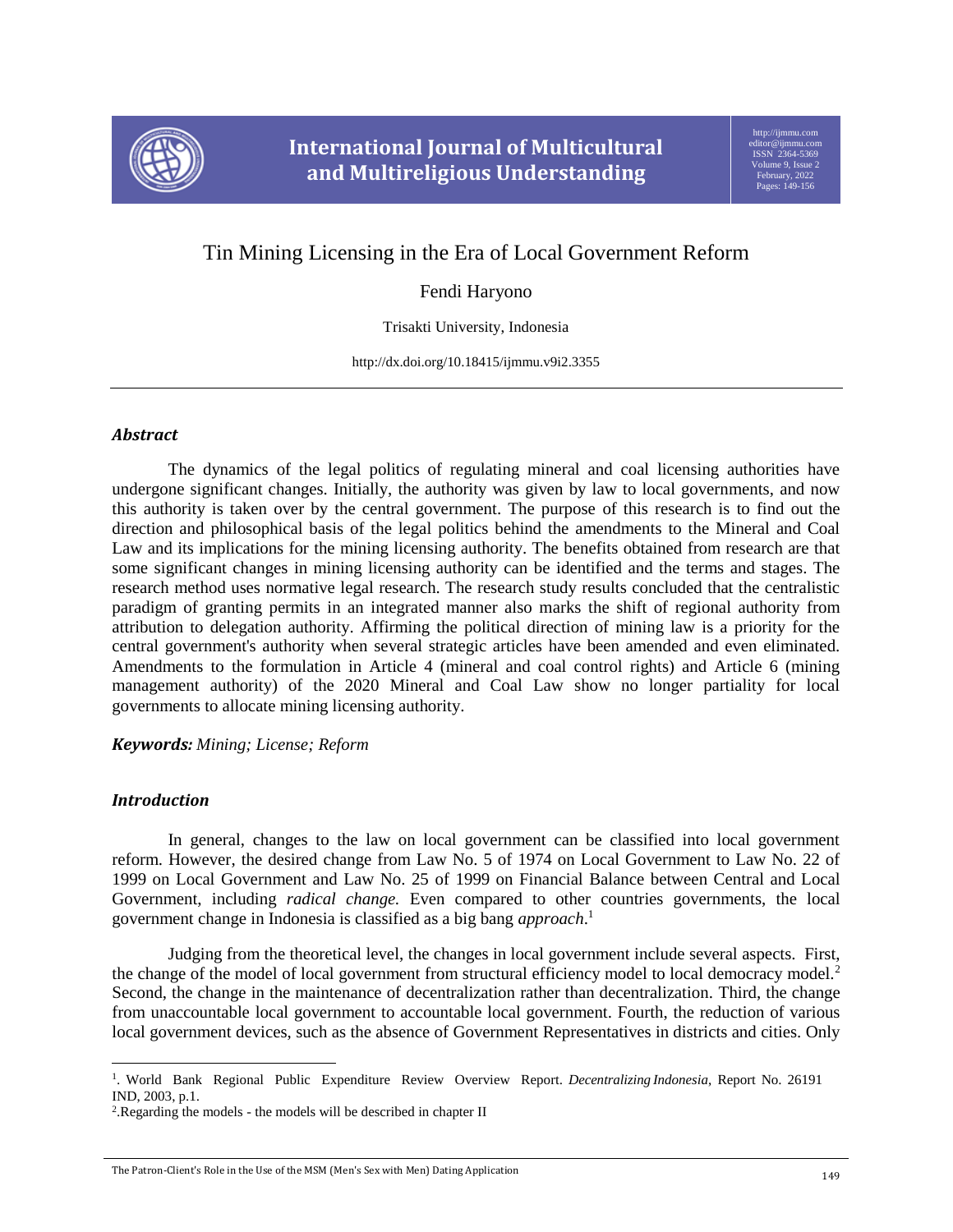# Tin Mining Licensing in the Era of Local Government Reform

Fendi Haryono

Trisakti University, Indonesia

http://dx.doi.org/10.18415/ijmmu.v9i2.3355

## *Abstract*

The dynamics of the legal politics of regulating mineral and coal licensing authorities have undergone significant changes. Initially, the authority was given by law to local governments, and now this authority is taken over by the central government. The purpose of this research is to find out the direction and philosophical basis of the legal politics behind the amendments to the Mineral and Coal Law and its implications for the mining licensing authority. The benefits obtained from research are that some significant changes in mining licensing authority can be identified and the terms and stages. The research method uses normative legal research. The research study results concluded that the centralistic paradigm of granting permits in an integrated manner also marks the shift of regional authority from attribution to delegation authority. Affirming the political direction of mining law is a priority for the central government's authority when several strategic articles have been amended and even eliminated. Amendments to the formulation in Article 4 (mineral and coal control rights) and Article 6 (mining management authority) of the 2020 Mineral and Coal Law show no longer partiality for local governments to allocate mining licensing authority.

***Keywords:*** *Mining; License; Reform*

## *Introduction*

In general, changes to the law on local government can be classified into local government reform. However, the desired change from Law No. 5 of 1974 on Local Government to Law No. 22 of 1999 on Local Government and Law No. 25 of 1999 on Financial Balance between Central and Local Government, including *radical change.* Even compared to other countries governments, the local government change in Indonesia is classified as a big bang *approach*.[1]

Judging from the theoretical level, the changes in local government include several aspects. First, the change of the model of local government from structural efficiency model to local democracy model.[2] Second, the change in the maintenance of decentralization rather than decentralization. Third, the change from unaccountable local government to accountable local government. Fourth, the reduction of various local government devices, such as the absence of Government Representatives in districts and cities. Only

---

[1]. World Bank Regional Public Expenditure Review Overview Report. *Decentralizing Indonesia*, Report No. 26191 IND, 2003, p.1.

[2].Regarding the models - the models will be described in chapter II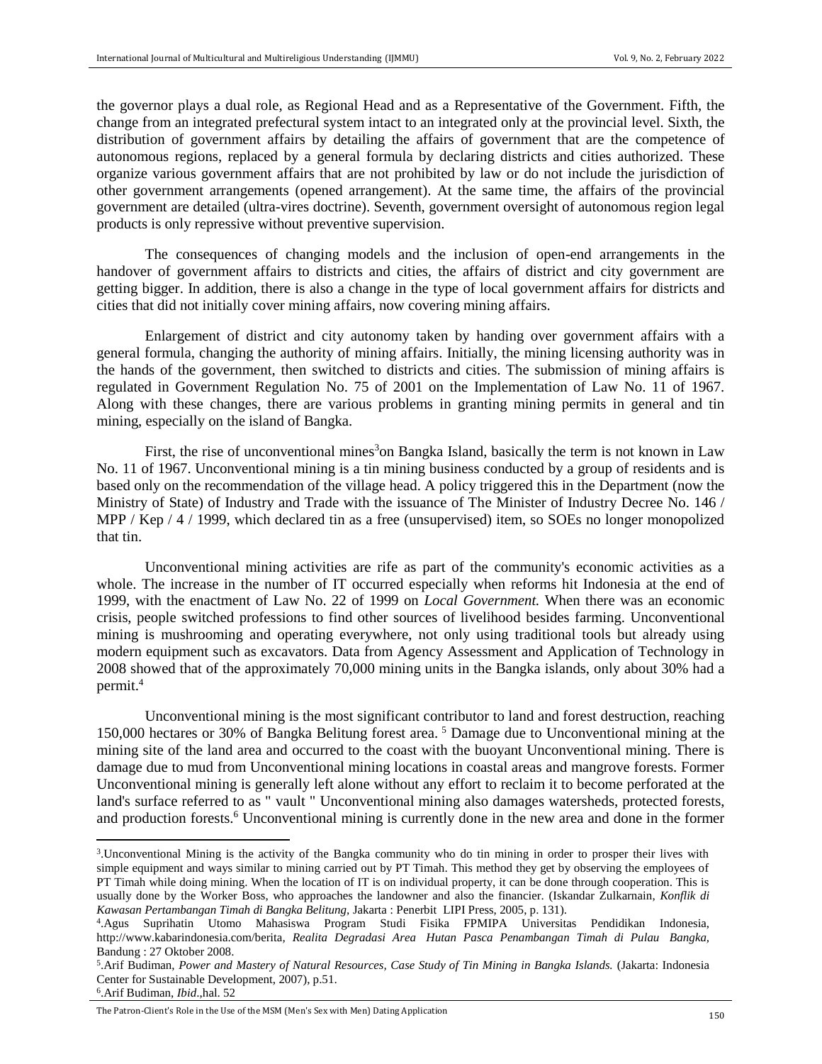the governor plays a dual role, as Regional Head and as a Representative of the Government. Fifth, the change from an integrated prefectural system intact to an integrated only at the provincial level. Sixth, the distribution of government affairs by detailing the affairs of government that are the competence of autonomous regions, replaced by a general formula by declaring districts and cities authorized. These organize various government affairs that are not prohibited by law or do not include the jurisdiction of other government arrangements (opened arrangement). At the same time, the affairs of the provincial government are detailed (ultra-vires doctrine). Seventh, government oversight of autonomous region legal products is only repressive without preventive supervision.

The consequences of changing models and the inclusion of open-end arrangements in the handover of government affairs to districts and cities, the affairs of district and city government are getting bigger. In addition, there is also a change in the type of local government affairs for districts and cities that did not initially cover mining affairs, now covering mining affairs.

Enlargement of district and city autonomy taken by handing over government affairs with a general formula, changing the authority of mining affairs. Initially, the mining licensing authority was in the hands of the government, then switched to districts and cities. The submission of mining affairs is regulated in Government Regulation No. 75 of 2001 on the Implementation of Law No. 11 of 1967. Along with these changes, there are various problems in granting mining permits in general and tin mining, especially on the island of Bangka.

First, the rise of unconventional mines[3]on Bangka Island, basically the term is not known in Law No. 11 of 1967. Unconventional mining is a tin mining business conducted by a group of residents and is based only on the recommendation of the village head. A policy triggered this in the Department (now the Ministry of State) of Industry and Trade with the issuance of The Minister of Industry Decree No. 146 / MPP / Kep / 4 / 1999, which declared tin as a free (unsupervised) item, so SOEs no longer monopolized that tin.

Unconventional mining activities are rife as part of the community's economic activities as a whole. The increase in the number of IT occurred especially when reforms hit Indonesia at the end of 1999, with the enactment of Law No. 22 of 1999 on *Local Government.* When there was an economic crisis, people switched professions to find other sources of livelihood besides farming. Unconventional mining is mushrooming and operating everywhere, not only using traditional tools but already using modern equipment such as excavators. Data from Agency Assessment and Application of Technology in 2008 showed that of the approximately 70,000 mining units in the Bangka islands, only about 30% had a permit.[4]

Unconventional mining is the most significant contributor to land and forest destruction, reaching 150,000 hectares or 30% of Bangka Belitung forest area. [5] Damage due to Unconventional mining at the mining site of the land area and occurred to the coast with the buoyant Unconventional mining. There is damage due to mud from Unconventional mining locations in coastal areas and mangrove forests. Former Unconventional mining is generally left alone without any effort to reclaim it to become perforated at the land's surface referred to as " vault " Unconventional mining also damages watersheds, protected forests, and production forests.[6] Unconventional mining is currently done in the new area and done in the former

---

[3].Unconventional Mining is the activity of the Bangka community who do tin mining in order to prosper their lives with simple equipment and ways similar to mining carried out by PT Timah. This method they get by observing the employees of PT Timah while doing mining. When the location of IT is on individual property, it can be done through cooperation. This is usually done by the Worker Boss, who approaches the landowner and also the financier. (Iskandar Zulkarnain, *Konflik di Kawasan Pertambangan Timah di Bangka Belitung,* Jakarta : Penerbit LIPI Press, 2005, p. 131).

[4].Agus Suprihatin Utomo Mahasiswa Program Studi Fisika FPMIPA Universitas Pendidikan Indonesia, http://www.kabarindonesia.com/berita, *Realita Degradasi Area Hutan Pasca Penambangan Timah di Pulau Bangka,* Bandung : 27 Oktober 2008.

[5].Arif Budiman, *Power and Mastery of Natural Resources, Case Study of Tin Mining in Bangka Islands.* (Jakarta: Indonesia Center for Sustainable Development, 2007), p.51.

[6].Arif Budiman, *Ibid*.,hal. 52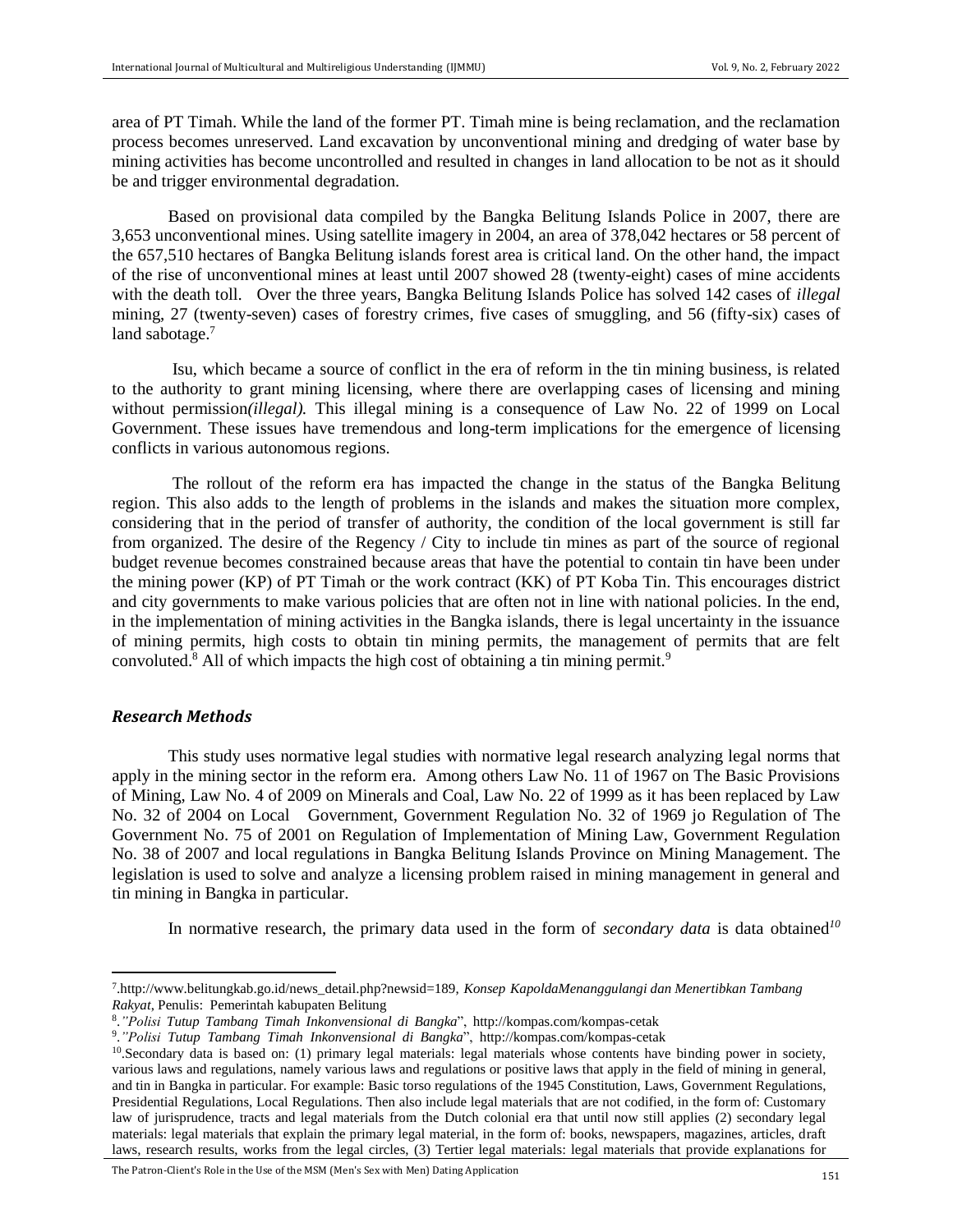area of PT Timah. While the land of the former PT. Timah mine is being reclamation, and the reclamation process becomes unreserved. Land excavation by unconventional mining and dredging of water base by mining activities has become uncontrolled and resulted in changes in land allocation to be not as it should be and trigger environmental degradation.

Based on provisional data compiled by the Bangka Belitung Islands Police in 2007, there are 3,653 unconventional mines. Using satellite imagery in 2004, an area of 378,042 hectares or 58 percent of the 657,510 hectares of Bangka Belitung islands forest area is critical land. On the other hand, the impact of the rise of unconventional mines at least until 2007 showed 28 (twenty-eight) cases of mine accidents with the death toll. Over the three years, Bangka Belitung Islands Police has solved 142 cases of *illegal* mining, 27 (twenty-seven) cases of forestry crimes, five cases of smuggling, and 56 (fifty-six) cases of land sabotage.[7]

Isu, which became a source of conflict in the era of reform in the tin mining business, is related to the authority to grant mining licensing, where there are overlapping cases of licensing and mining without permission*(illegal).* This illegal mining is a consequence of Law No. 22 of 1999 on Local Government. These issues have tremendous and long-term implications for the emergence of licensing conflicts in various autonomous regions.

The rollout of the reform era has impacted the change in the status of the Bangka Belitung region. This also adds to the length of problems in the islands and makes the situation more complex, considering that in the period of transfer of authority, the condition of the local government is still far from organized. The desire of the Regency / City to include tin mines as part of the source of regional budget revenue becomes constrained because areas that have the potential to contain tin have been under the mining power (KP) of PT Timah or the work contract (KK) of PT Koba Tin. This encourages district and city governments to make various policies that are often not in line with national policies. In the end, in the implementation of mining activities in the Bangka islands, there is legal uncertainty in the issuance of mining permits, high costs to obtain tin mining permits, the management of permits that are felt convoluted.[8] All of which impacts the high cost of obtaining a tin mining permit.[9]

### *Research Methods*

This study uses normative legal studies with normative legal research analyzing legal norms that apply in the mining sector in the reform era. Among others Law No. 11 of 1967 on The Basic Provisions of Mining, Law No. 4 of 2009 on Minerals and Coal, Law No. 22 of 1999 as it has been replaced by Law No. 32 of 2004 on Local Government, Government Regulation No. 32 of 1969 jo Regulation of The Government No. 75 of 2001 on Regulation of Implementation of Mining Law, Government Regulation No. 38 of 2007 and local regulations in Bangka Belitung Islands Province on Mining Management. The legislation is used to solve and analyze a licensing problem raised in mining management in general and tin mining in Bangka in particular.

In normative research, the primary data used in the form of *secondary data* is data obtained[10]

---

[7].http://www.belitungkab.go.id/news_detail.php?newsid=189, *Konsep KapoldaMenanggulangi dan Menertibkan Tambang Rakyat*, Penulis: Pemerintah kabupaten Belitung

[8].*"Polisi Tutup Tambang Timah Inkonvensional di Bangka*", http://kompas.com/kompas-cetak

[9].*"Polisi Tutup Tambang Timah Inkonvensional di Bangka*", http://kompas.com/kompas-cetak

[10].Secondary data is based on: (1) primary legal materials: legal materials whose contents have binding power in society, various laws and regulations, namely various laws and regulations or positive laws that apply in the field of mining in general, and tin in Bangka in particular. For example: Basic torso regulations of the 1945 Constitution, Laws, Government Regulations, Presidential Regulations, Local Regulations. Then also include legal materials that are not codified, in the form of: Customary law of jurisprudence, tracts and legal materials from the Dutch colonial era that until now still applies (2) secondary legal materials: legal materials that explain the primary legal material, in the form of: books, newspapers, magazines, articles, draft laws, research results, works from the legal circles, (3) Tertier legal materials: legal materials that provide explanations for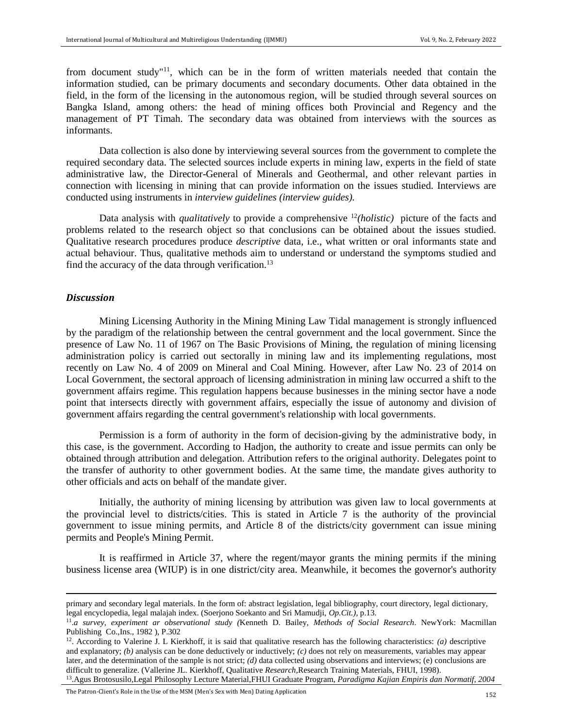from document study"[11], which can be in the form of written materials needed that contain the information studied, can be primary documents and secondary documents. Other data obtained in the field, in the form of the licensing in the autonomous region, will be studied through several sources on Bangka Island, among others: the head of mining offices both Provincial and Regency and the management of PT Timah. The secondary data was obtained from interviews with the sources as informants.

Data collection is also done by interviewing several sources from the government to complete the required secondary data. The selected sources include experts in mining law, experts in the field of state administrative law, the Director-General of Minerals and Geothermal, and other relevant parties in connection with licensing in mining that can provide information on the issues studied. Interviews are conducted using instruments in *interview guidelines (interview guides).*

Data analysis with *qualitatively* to provide a comprehensive [12]*(holistic)* picture of the facts and problems related to the research object so that conclusions can be obtained about the issues studied. Qualitative research procedures produce *descriptive* data, i.e., what written or oral informants state and actual behaviour. Thus, qualitative methods aim to understand or understand the symptoms studied and find the accuracy of the data through verification.[13]

### *Discussion*

Mining Licensing Authority in the Mining Mining Law Tidal management is strongly influenced by the paradigm of the relationship between the central government and the local government. Since the presence of Law No. 11 of 1967 on The Basic Provisions of Mining, the regulation of mining licensing administration policy is carried out sectorally in mining law and its implementing regulations, most recently on Law No. 4 of 2009 on Mineral and Coal Mining. However, after Law No. 23 of 2014 on Local Government, the sectoral approach of licensing administration in mining law occurred a shift to the government affairs regime. This regulation happens because businesses in the mining sector have a node point that intersects directly with government affairs, especially the issue of autonomy and division of government affairs regarding the central government's relationship with local governments.

Permission is a form of authority in the form of decision-giving by the administrative body, in this case, is the government. According to Hadjon, the authority to create and issue permits can only be obtained through attribution and delegation. Attribution refers to the original authority. Delegates point to the transfer of authority to other government bodies. At the same time, the mandate gives authority to other officials and acts on behalf of the mandate giver.

Initially, the authority of mining licensing by attribution was given law to local governments at the provincial level to districts/cities. This is stated in Article 7 is the authority of the provincial government to issue mining permits, and Article 8 of the districts/city government can issue mining permits and People's Mining Permit.

It is reaffirmed in Article 37, where the regent/mayor grants the mining permits if the mining business license area (WIUP) is in one district/city area. Meanwhile, it becomes the governor's authority

---

primary and secondary legal materials. In the form of: abstract legislation, legal bibliography, court directory, legal dictionary, legal encyclopedia, legal malajah index. (Soerjono Soekanto and Sri Mamudji, *Op.Cit.)*, p.13.

[11]. *a survey, experiment ar observational study (*Kenneth D. Bailey, *Methods of Social Research*. NewYork: Macmillan Publishing Co.,Ins., 1982 ), P.302

[12]. According to Valerine J. L Kierkhoff, it is said that qualitative research has the following characteristics: *(a)* descriptive and explanatory; *(b)* analysis can be done deductively or inductively; *(c)* does not rely on measurements, variables may appear later, and the determination of the sample is not strict; *(d)* data collected using observations and interviews; (e) conclusions are difficult to generalize. (Vallerine JL. Kierkhoff, Qualitative *Research*,Research Training Materials, FHUI, 1998).

[13]. Agus Brotosusilo,Legal Philosophy Lecture Material,FHUI Graduate Program, *Paradigma Kajian Empiris dan Normatif, 2004*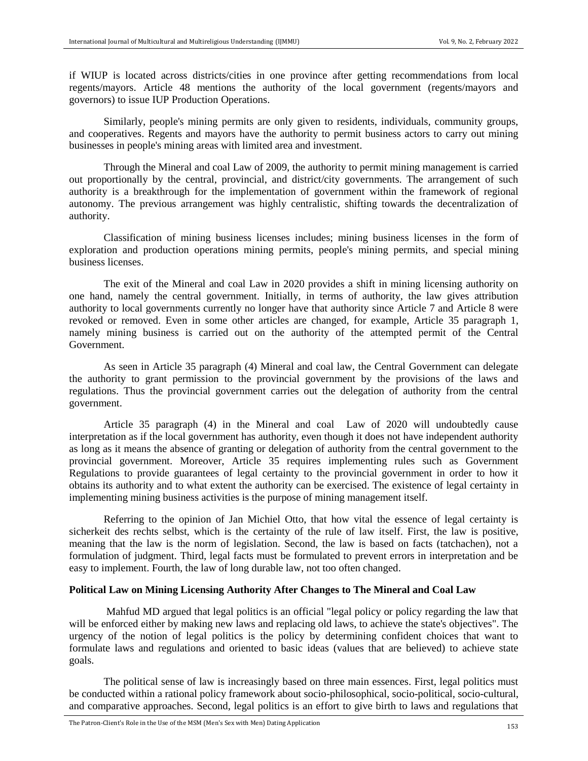if WIUP is located across districts/cities in one province after getting recommendations from local regents/mayors. Article 48 mentions the authority of the local government (regents/mayors and governors) to issue IUP Production Operations.

Similarly, people's mining permits are only given to residents, individuals, community groups, and cooperatives. Regents and mayors have the authority to permit business actors to carry out mining businesses in people's mining areas with limited area and investment.

Through the Mineral and coal Law of 2009, the authority to permit mining management is carried out proportionally by the central, provincial, and district/city governments. The arrangement of such authority is a breakthrough for the implementation of government within the framework of regional autonomy. The previous arrangement was highly centralistic, shifting towards the decentralization of authority.

Classification of mining business licenses includes; mining business licenses in the form of exploration and production operations mining permits, people's mining permits, and special mining business licenses.

The exit of the Mineral and coal Law in 2020 provides a shift in mining licensing authority on one hand, namely the central government. Initially, in terms of authority, the law gives attribution authority to local governments currently no longer have that authority since Article 7 and Article 8 were revoked or removed. Even in some other articles are changed, for example, Article 35 paragraph 1, namely mining business is carried out on the authority of the attempted permit of the Central Government.

As seen in Article 35 paragraph (4) Mineral and coal law, the Central Government can delegate the authority to grant permission to the provincial government by the provisions of the laws and regulations. Thus the provincial government carries out the delegation of authority from the central government.

Article 35 paragraph (4) in the Mineral and coal Law of 2020 will undoubtedly cause interpretation as if the local government has authority, even though it does not have independent authority as long as it means the absence of granting or delegation of authority from the central government to the provincial government. Moreover, Article 35 requires implementing rules such as Government Regulations to provide guarantees of legal certainty to the provincial government in order to how it obtains its authority and to what extent the authority can be exercised. The existence of legal certainty in implementing mining business activities is the purpose of mining management itself.

Referring to the opinion of Jan Michiel Otto, that how vital the essence of legal certainty is sicherkeit des rechts selbst, which is the certainty of the rule of law itself. First, the law is positive, meaning that the law is the norm of legislation. Second, the law is based on facts (tatchachen), not a formulation of judgment. Third, legal facts must be formulated to prevent errors in interpretation and be easy to implement. Fourth, the law of long durable law, not too often changed.

## Political Law on Mining Licensing Authority After Changes to The Mineral and Coal Law

Mahfud MD argued that legal politics is an official "legal policy or policy regarding the law that will be enforced either by making new laws and replacing old laws, to achieve the state's objectives". The urgency of the notion of legal politics is the policy by determining confident choices that want to formulate laws and regulations and oriented to basic ideas (values that are believed) to achieve state goals.

The political sense of law is increasingly based on three main essences. First, legal politics must be conducted within a rational policy framework about socio-philosophical, socio-political, socio-cultural, and comparative approaches. Second, legal politics is an effort to give birth to laws and regulations that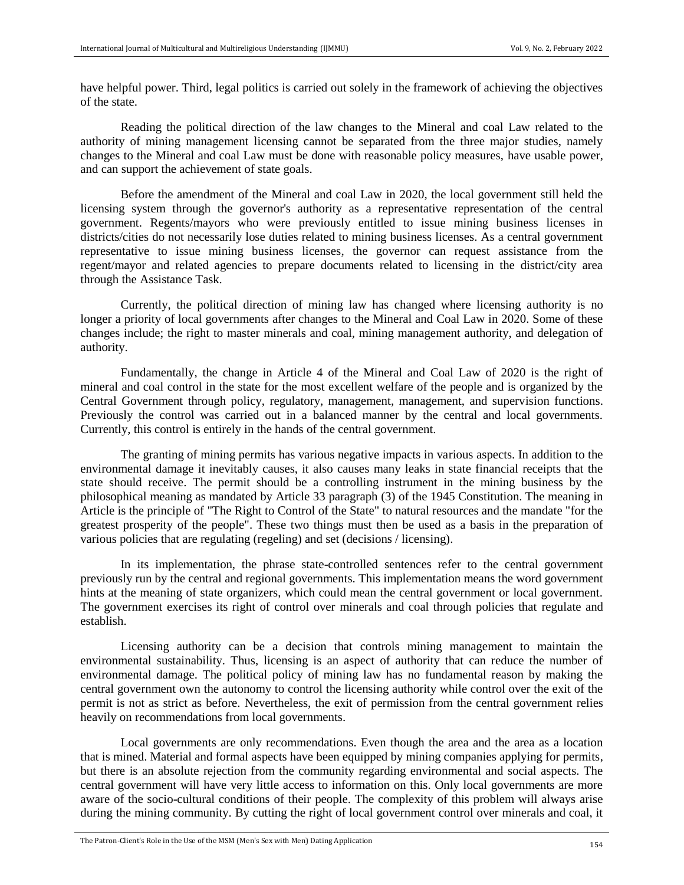have helpful power. Third, legal politics is carried out solely in the framework of achieving the objectives of the state.

Reading the political direction of the law changes to the Mineral and coal Law related to the authority of mining management licensing cannot be separated from the three major studies, namely changes to the Mineral and coal Law must be done with reasonable policy measures, have usable power, and can support the achievement of state goals.

Before the amendment of the Mineral and coal Law in 2020, the local government still held the licensing system through the governor's authority as a representative representation of the central government. Regents/mayors who were previously entitled to issue mining business licenses in districts/cities do not necessarily lose duties related to mining business licenses. As a central government representative to issue mining business licenses, the governor can request assistance from the regent/mayor and related agencies to prepare documents related to licensing in the district/city area through the Assistance Task.

Currently, the political direction of mining law has changed where licensing authority is no longer a priority of local governments after changes to the Mineral and Coal Law in 2020. Some of these changes include; the right to master minerals and coal, mining management authority, and delegation of authority.

Fundamentally, the change in Article 4 of the Mineral and Coal Law of 2020 is the right of mineral and coal control in the state for the most excellent welfare of the people and is organized by the Central Government through policy, regulatory, management, management, and supervision functions. Previously the control was carried out in a balanced manner by the central and local governments. Currently, this control is entirely in the hands of the central government.

The granting of mining permits has various negative impacts in various aspects. In addition to the environmental damage it inevitably causes, it also causes many leaks in state financial receipts that the state should receive. The permit should be a controlling instrument in the mining business by the philosophical meaning as mandated by Article 33 paragraph (3) of the 1945 Constitution. The meaning in Article is the principle of "The Right to Control of the State" to natural resources and the mandate "for the greatest prosperity of the people". These two things must then be used as a basis in the preparation of various policies that are regulating (regeling) and set (decisions / licensing).

In its implementation, the phrase state-controlled sentences refer to the central government previously run by the central and regional governments. This implementation means the word government hints at the meaning of state organizers, which could mean the central government or local government. The government exercises its right of control over minerals and coal through policies that regulate and establish.

Licensing authority can be a decision that controls mining management to maintain the environmental sustainability. Thus, licensing is an aspect of authority that can reduce the number of environmental damage. The political policy of mining law has no fundamental reason by making the central government own the autonomy to control the licensing authority while control over the exit of the permit is not as strict as before. Nevertheless, the exit of permission from the central government relies heavily on recommendations from local governments.

Local governments are only recommendations. Even though the area and the area as a location that is mined. Material and formal aspects have been equipped by mining companies applying for permits, but there is an absolute rejection from the community regarding environmental and social aspects. The central government will have very little access to information on this. Only local governments are more aware of the socio-cultural conditions of their people. The complexity of this problem will always arise during the mining community. By cutting the right of local government control over minerals and coal, it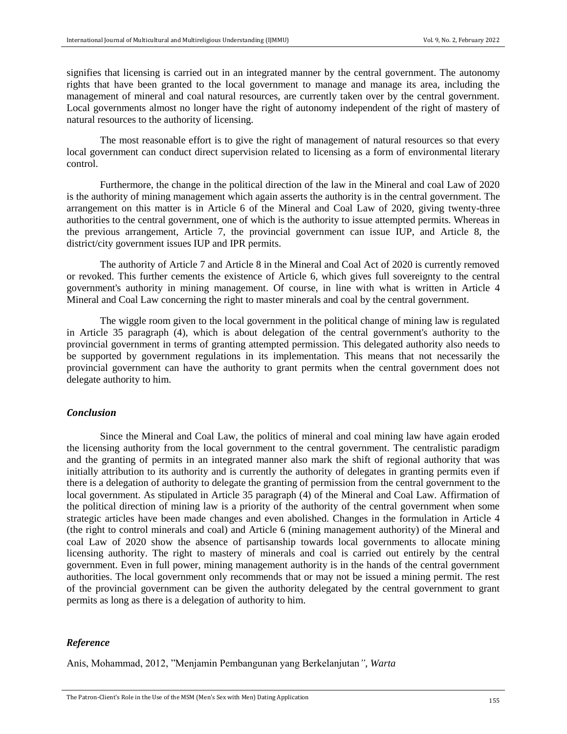signifies that licensing is carried out in an integrated manner by the central government. The autonomy rights that have been granted to the local government to manage and manage its area, including the management of mineral and coal natural resources, are currently taken over by the central government. Local governments almost no longer have the right of autonomy independent of the right of mastery of natural resources to the authority of licensing.

The most reasonable effort is to give the right of management of natural resources so that every local government can conduct direct supervision related to licensing as a form of environmental literary control.

Furthermore, the change in the political direction of the law in the Mineral and coal Law of 2020 is the authority of mining management which again asserts the authority is in the central government. The arrangement on this matter is in Article 6 of the Mineral and Coal Law of 2020, giving twenty-three authorities to the central government, one of which is the authority to issue attempted permits. Whereas in the previous arrangement, Article 7, the provincial government can issue IUP, and Article 8, the district/city government issues IUP and IPR permits.

The authority of Article 7 and Article 8 in the Mineral and Coal Act of 2020 is currently removed or revoked. This further cements the existence of Article 6, which gives full sovereignty to the central government's authority in mining management. Of course, in line with what is written in Article 4 Mineral and Coal Law concerning the right to master minerals and coal by the central government.

The wiggle room given to the local government in the political change of mining law is regulated in Article 35 paragraph (4), which is about delegation of the central government's authority to the provincial government in terms of granting attempted permission. This delegated authority also needs to be supported by government regulations in its implementation. This means that not necessarily the provincial government can have the authority to grant permits when the central government does not delegate authority to him.

### *Conclusion*

Since the Mineral and Coal Law, the politics of mineral and coal mining law have again eroded the licensing authority from the local government to the central government. The centralistic paradigm and the granting of permits in an integrated manner also mark the shift of regional authority that was initially attribution to its authority and is currently the authority of delegates in granting permits even if there is a delegation of authority to delegate the granting of permission from the central government to the local government. As stipulated in Article 35 paragraph (4) of the Mineral and Coal Law. Affirmation of the political direction of mining law is a priority of the authority of the central government when some strategic articles have been made changes and even abolished. Changes in the formulation in Article 4 (the right to control minerals and coal) and Article 6 (mining management authority) of the Mineral and coal Law of 2020 show the absence of partisanship towards local governments to allocate mining licensing authority. The right to mastery of minerals and coal is carried out entirely by the central government. Even in full power, mining management authority is in the hands of the central government authorities. The local government only recommends that or may not be issued a mining permit. The rest of the provincial government can be given the authority delegated by the central government to grant permits as long as there is a delegation of authority to him.

### *Reference*

Anis, Mohammad, 2012, "Menjamin Pembangunan yang Berkelanjutan*", Warta*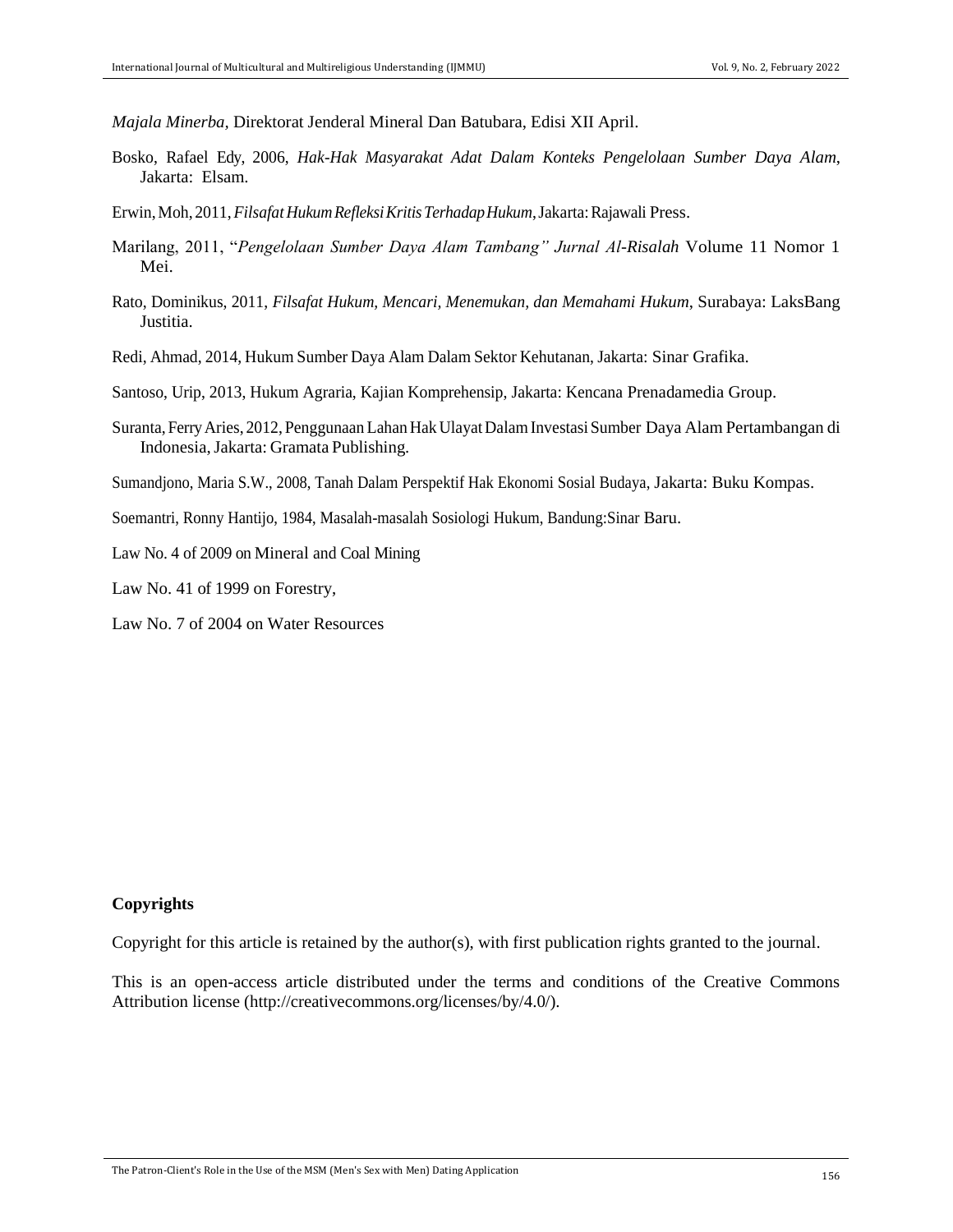*Majala Minerba,* Direktorat Jenderal Mineral Dan Batubara, Edisi XII April.

Bosko, Rafael Edy, 2006, *Hak-Hak Masyarakat Adat Dalam Konteks Pengelolaan Sumber Daya Alam*, Jakarta: Elsam.

Erwin, Moh, 2011, *Filsafat Hukum Refleksi Kritis Terhadap Hukum*, Jakarta: Rajawali Press.

Marilang, 2011, "*Pengelolaan Sumber Daya Alam Tambang" Jurnal Al-Risalah* Volume 11 Nomor 1 Mei.

Rato, Dominikus, 2011, *Filsafat Hukum, Mencari, Menemukan, dan Memahami Hukum*, Surabaya: LaksBang Justitia.

Redi, Ahmad, 2014, Hukum Sumber Daya Alam Dalam Sektor Kehutanan, Jakarta: Sinar Grafika.

Santoso, Urip, 2013, Hukum Agraria, Kajian Komprehensip, Jakarta: Kencana Prenadamedia Group.

Suranta, Ferry Aries, 2012, Penggunaan Lahan Hak Ulayat Dalam Investasi Sumber Daya Alam Pertambangan di Indonesia, Jakarta: Gramata Publishing.

Sumandjono, Maria S.W., 2008, Tanah Dalam Perspektif Hak Ekonomi Sosial Budaya, Jakarta: Buku Kompas.

Soemantri, Ronny Hantijo, 1984, Masalah-masalah Sosiologi Hukum, Bandung:Sinar Baru.

Law No. 4 of 2009 on Mineral and Coal Mining

Law No. 41 of 1999 on Forestry,

Law No. 7 of 2004 on Water Resources

**Copyrights**

Copyright for this article is retained by the author(s), with first publication rights granted to the journal.

This is an open-access article distributed under the terms and conditions of the Creative Commons Attribution license (http://creativecommons.org/licenses/by/4.0/).